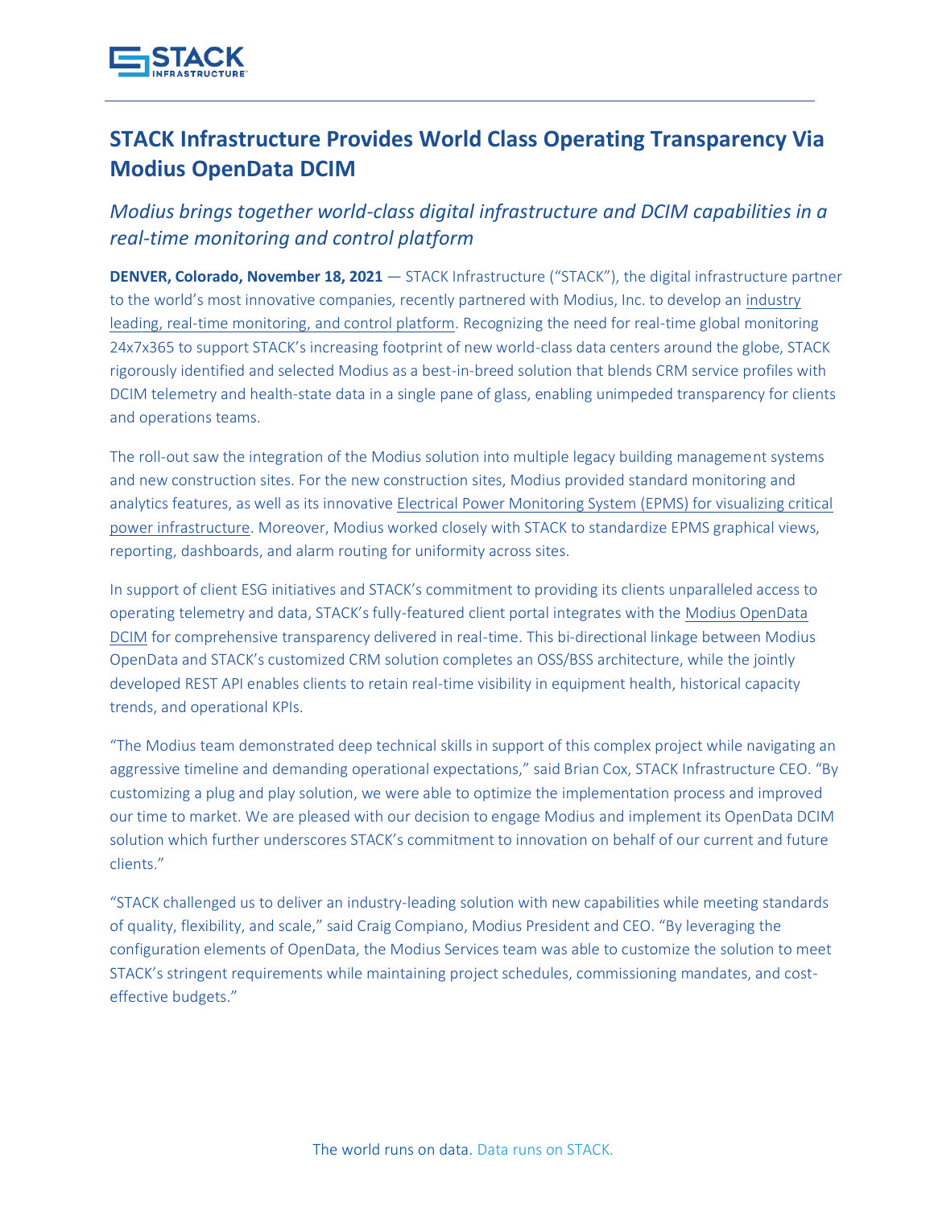# STACK Infrastructure Provides World Class Operating Transparency Via Modius OpenData DCIM

## *Modius brings together world-class digital infrastructure and DCIM capabilities in a real-time monitoring and control platform*

**DENVER, Colorado, November 18, 2021** — STACK Infrastructure ("STACK"), the digital infrastructure partner to the world's most innovative companies, recently partnered with Modius, Inc. to develop an industry leading, real-time monitoring, and control platform. Recognizing the need for real-time global monitoring 24x7x365 to support STACK's increasing footprint of new world-class data centers around the globe, STACK rigorously identified and selected Modius as a best-in-breed solution that blends CRM service profiles with DCIM telemetry and health-state data in a single pane of glass, enabling unimpeded transparency for clients and operations teams.

The roll-out saw the integration of the Modius solution into multiple legacy building management systems and new construction sites. For the new construction sites, Modius provided standard monitoring and analytics features, as well as its innovative Electrical Power Monitoring System (EPMS) for visualizing critical power infrastructure. Moreover, Modius worked closely with STACK to standardize EPMS graphical views, reporting, dashboards, and alarm routing for uniformity across sites.

In support of client ESG initiatives and STACK's commitment to providing its clients unparalleled access to operating telemetry and data, STACK's fully-featured client portal integrates with the Modius OpenData DCIM for comprehensive transparency delivered in real-time. This bi-directional linkage between Modius OpenData and STACK's customized CRM solution completes an OSS/BSS architecture, while the jointly developed REST API enables clients to retain real-time visibility in equipment health, historical capacity trends, and operational KPIs.

"The Modius team demonstrated deep technical skills in support of this complex project while navigating an aggressive timeline and demanding operational expectations," said Brian Cox, STACK Infrastructure CEO. "By customizing a plug and play solution, we were able to optimize the implementation process and improved our time to market. We are pleased with our decision to engage Modius and implement its OpenData DCIM solution which further underscores STACK's commitment to innovation on behalf of our current and future clients."

"STACK challenged us to deliver an industry-leading solution with new capabilities while meeting standards of quality, flexibility, and scale," said Craig Compiano, Modius President and CEO. "By leveraging the configuration elements of OpenData, the Modius Services team was able to customize the solution to meet STACK's stringent requirements while maintaining project schedules, commissioning mandates, and cost-effective budgets."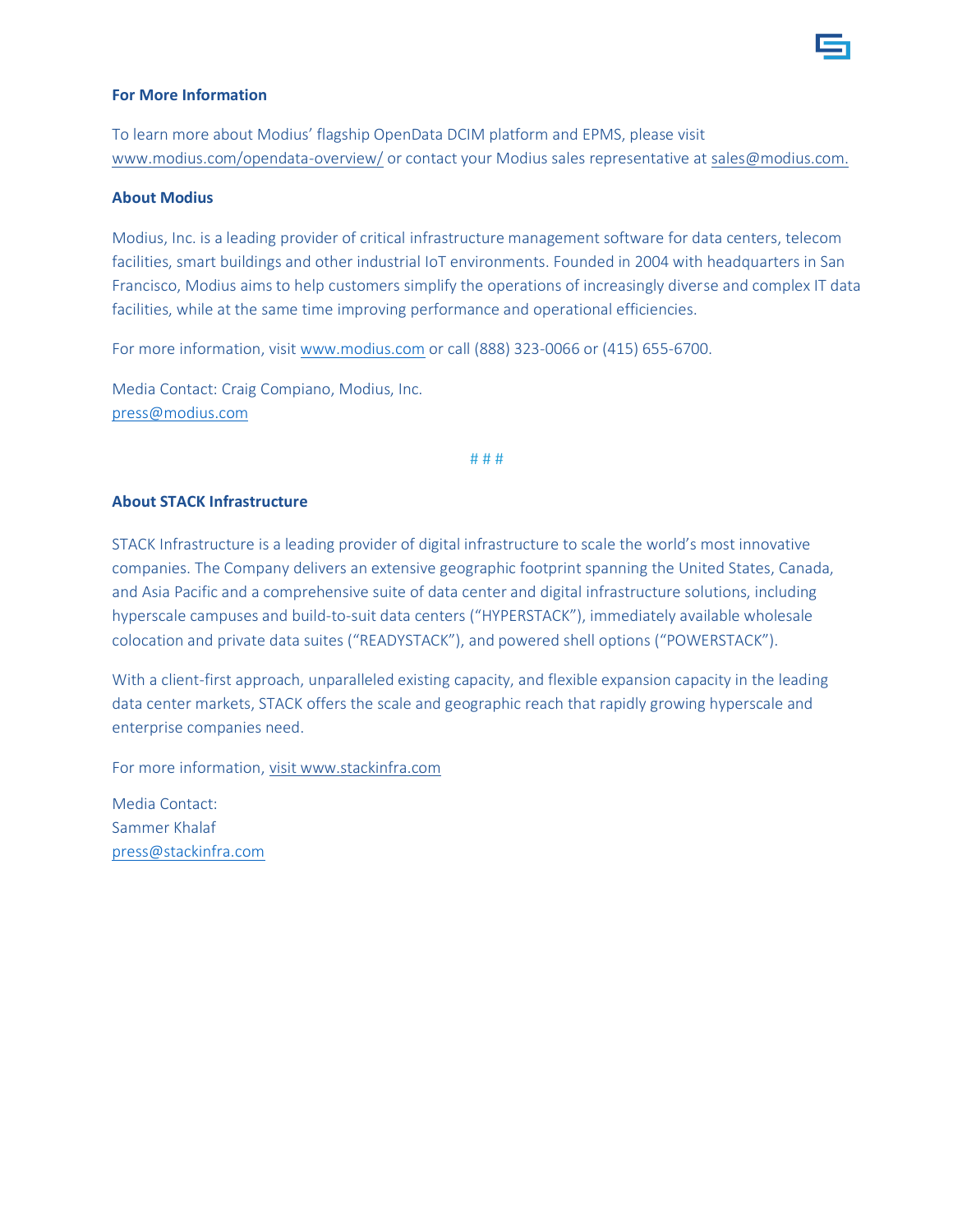**For More Information**

To learn more about Modius' flagship OpenData DCIM platform and EPMS, please visit www.modius.com/opendata-overview/ or contact your Modius sales representative at sales@modius.com.

**About Modius**

Modius, Inc. is a leading provider of critical infrastructure management software for data centers, telecom facilities, smart buildings and other industrial IoT environments. Founded in 2004 with headquarters in San Francisco, Modius aims to help customers simplify the operations of increasingly diverse and complex IT data facilities, while at the same time improving performance and operational efficiencies.

For more information, visit www.modius.com or call (888) 323-0066 or (415) 655-6700.

Media Contact: Craig Compiano, Modius, Inc.
press@modius.com

# # #

**About STACK Infrastructure**

STACK Infrastructure is a leading provider of digital infrastructure to scale the world's most innovative companies. The Company delivers an extensive geographic footprint spanning the United States, Canada, and Asia Pacific and a comprehensive suite of data center and digital infrastructure solutions, including hyperscale campuses and build-to-suit data centers ("HYPERSTACK"), immediately available wholesale colocation and private data suites ("READYSTACK"), and powered shell options ("POWERSTACK").

With a client-first approach, unparalleled existing capacity, and flexible expansion capacity in the leading data center markets, STACK offers the scale and geographic reach that rapidly growing hyperscale and enterprise companies need.

For more information, visit www.stackinfra.com

Media Contact:
Sammer Khalaf
press@stackinfra.com